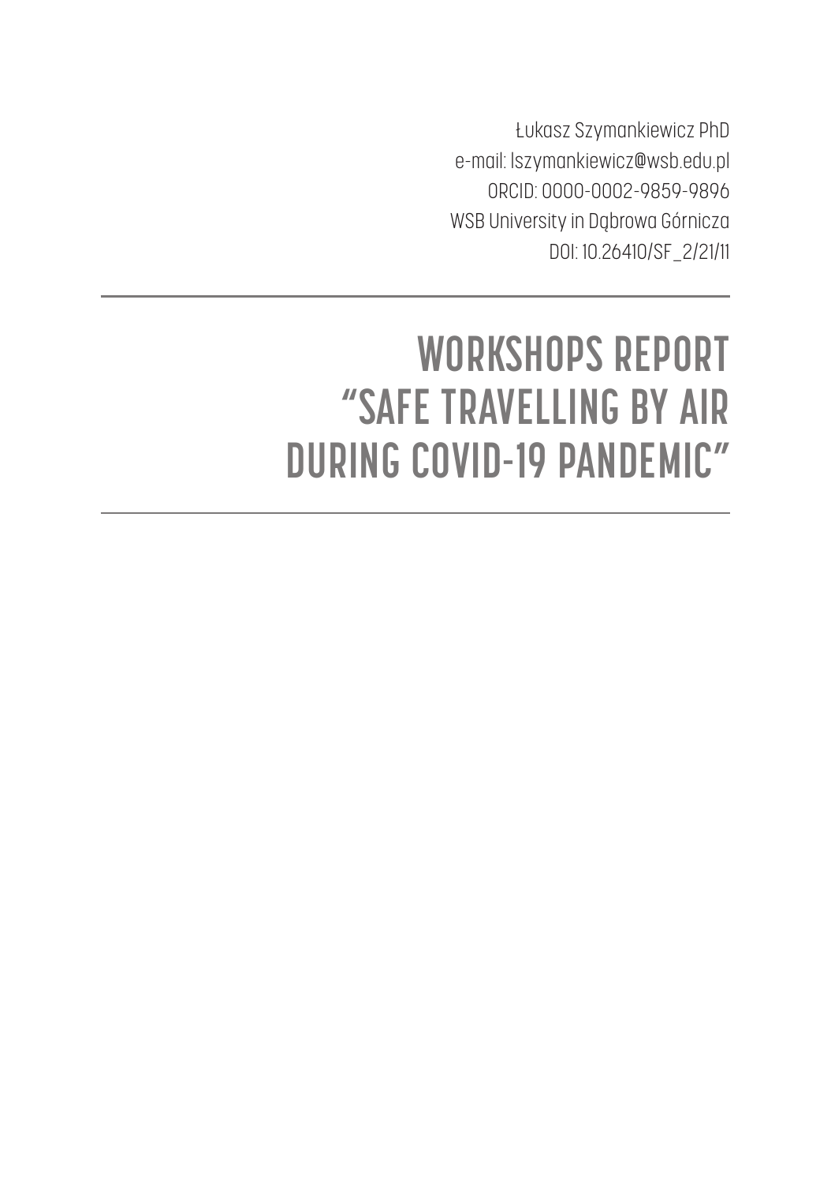Łukasz Szymankiewicz PhD
e-mail: lszymankiewicz@wsb.edu.pl
ORCID: 0000-0002-9859-9896
WSB University in Dąbrowa Górnicza
DOI: 10.26410/SF_2/21/11

---

# WORKSHOPS REPORT "SAFE TRAVELLING BY AIR DURING COVID-19 PANDEMIC"

---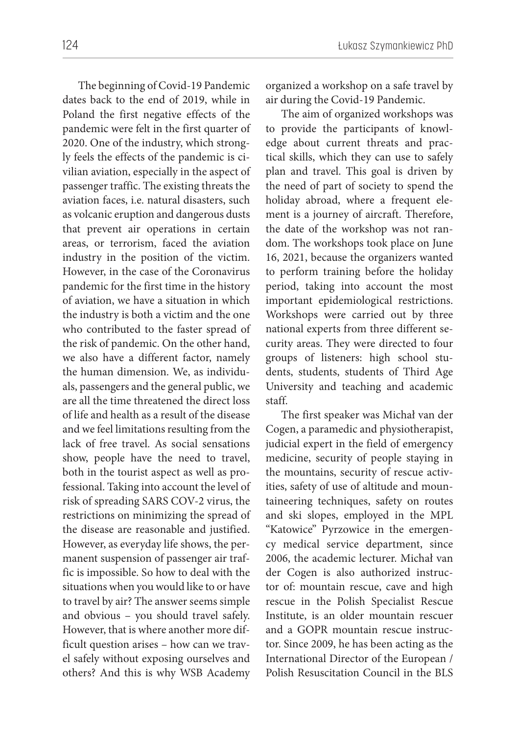The beginning of Covid-19 Pandemic dates back to the end of 2019, while in Poland the first negative effects of the pandemic were felt in the first quarter of 2020. One of the industry, which strongly feels the effects of the pandemic is civilian aviation, especially in the aspect of passenger traffic. The existing threats the aviation faces, i.e. natural disasters, such as volcanic eruption and dangerous dusts that prevent air operations in certain areas, or terrorism, faced the aviation industry in the position of the victim. However, in the case of the Coronavirus pandemic for the first time in the history of aviation, we have a situation in which the industry is both a victim and the one who contributed to the faster spread of the risk of pandemic. On the other hand, we also have a different factor, namely the human dimension. We, as individuals, passengers and the general public, we are all the time threatened the direct loss of life and health as a result of the disease and we feel limitations resulting from the lack of free travel. As social sensations show, people have the need to travel, both in the tourist aspect as well as professional. Taking into account the level of risk of spreading SARS COV-2 virus, the restrictions on minimizing the spread of the disease are reasonable and justified. However, as everyday life shows, the permanent suspension of passenger air traffic is impossible. So how to deal with the situations when you would like to or have to travel by air? The answer seems simple and obvious – you should travel safely. However, that is where another more difficult question arises – how can we travel safely without exposing ourselves and others? And this is why WSB Academy organized a workshop on a safe travel by air during the Covid-19 Pandemic.

The aim of organized workshops was to provide the participants of knowledge about current threats and practical skills, which they can use to safely plan and travel. This goal is driven by the need of part of society to spend the holiday abroad, where a frequent element is a journey of aircraft. Therefore, the date of the workshop was not random. The workshops took place on June 16, 2021, because the organizers wanted to perform training before the holiday period, taking into account the most important epidemiological restrictions. Workshops were carried out by three national experts from three different security areas. They were directed to four groups of listeners: high school students, students, students of Third Age University and teaching and academic staff.

The first speaker was Michał van der Cogen, a paramedic and physiotherapist, judicial expert in the field of emergency medicine, security of people staying in the mountains, security of rescue activities, safety of use of altitude and mountaineering techniques, safety on routes and ski slopes, employed in the MPL "Katowice" Pyrzowice in the emergency medical service department, since 2006, the academic lecturer. Michał van der Cogen is also authorized instructor of: mountain rescue, cave and high rescue in the Polish Specialist Rescue Institute, is an older mountain rescuer and a GOPR mountain rescue instructor. Since 2009, he has been acting as the International Director of the European / Polish Resuscitation Council in the BLS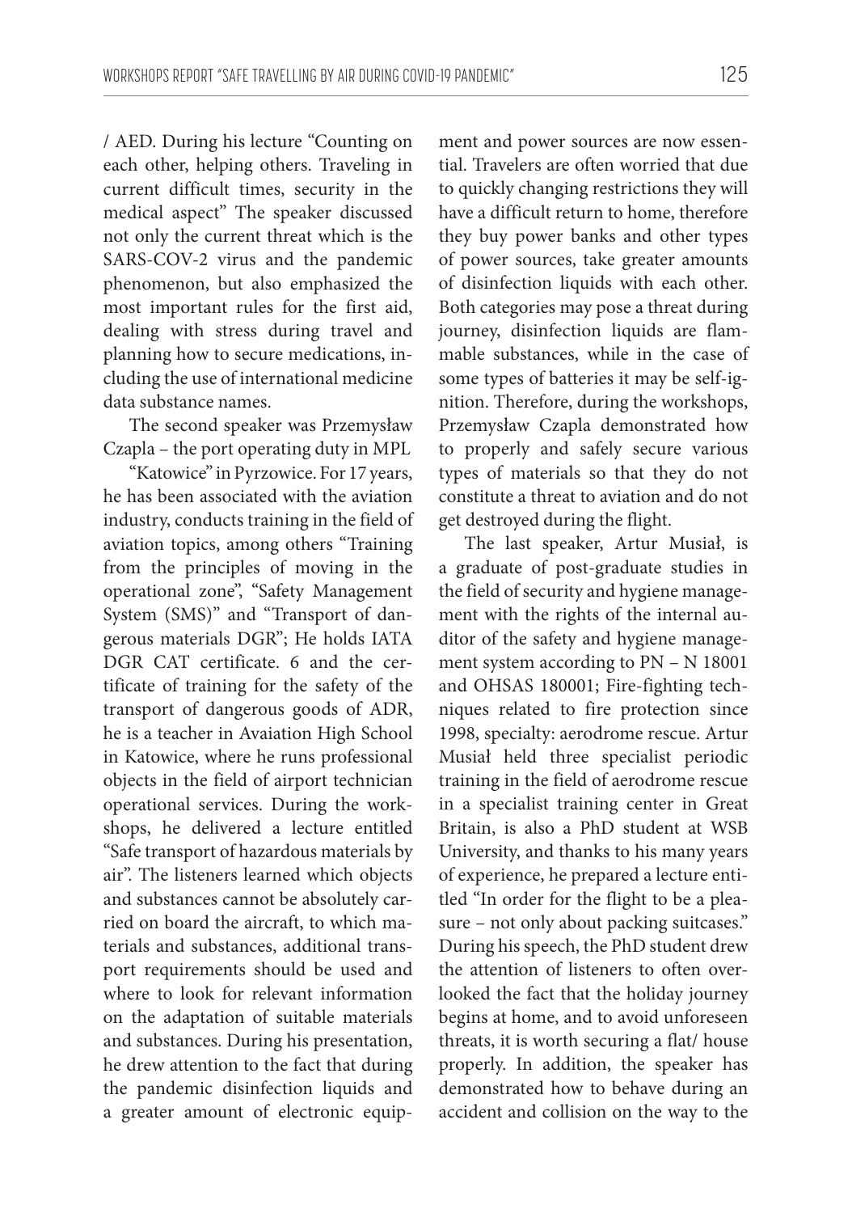/ AED. During his lecture "Counting on each other, helping others. Traveling in current difficult times, security in the medical aspect" The speaker discussed not only the current threat which is the SARS-COV-2 virus and the pandemic phenomenon, but also emphasized the most important rules for the first aid, dealing with stress during travel and planning how to secure medications, including the use of international medicine data substance names.

The second speaker was Przemysław Czapla – the port operating duty in MPL

"Katowice" in Pyrzowice. For 17 years, he has been associated with the aviation industry, conducts training in the field of aviation topics, among others "Training from the principles of moving in the operational zone", "Safety Management System (SMS)" and "Transport of dangerous materials DGR"; He holds IATA DGR CAT certificate. 6 and the certificate of training for the safety of the transport of dangerous goods of ADR, he is a teacher in Avaiation High School in Katowice, where he runs professional objects in the field of airport technician operational services. During the workshops, he delivered a lecture entitled "Safe transport of hazardous materials by air". The listeners learned which objects and substances cannot be absolutely carried on board the aircraft, to which materials and substances, additional transport requirements should be used and where to look for relevant information on the adaptation of suitable materials and substances. During his presentation, he drew attention to the fact that during the pandemic disinfection liquids and a greater amount of electronic equipment and power sources are now essential. Travelers are often worried that due to quickly changing restrictions they will have a difficult return to home, therefore they buy power banks and other types of power sources, take greater amounts of disinfection liquids with each other. Both categories may pose a threat during journey, disinfection liquids are flammable substances, while in the case of some types of batteries it may be self-ignition. Therefore, during the workshops, Przemysław Czapla demonstrated how to properly and safely secure various types of materials so that they do not constitute a threat to aviation and do not get destroyed during the flight.

The last speaker, Artur Musiał, is a graduate of post-graduate studies in the field of security and hygiene management with the rights of the internal auditor of the safety and hygiene management system according to PN – N 18001 and OHSAS 180001; Fire-fighting techniques related to fire protection since 1998, specialty: aerodrome rescue. Artur Musiał held three specialist periodic training in the field of aerodrome rescue in a specialist training center in Great Britain, is also a PhD student at WSB University, and thanks to his many years of experience, he prepared a lecture entitled "In order for the flight to be a pleasure – not only about packing suitcases." During his speech, the PhD student drew the attention of listeners to often overlooked the fact that the holiday journey begins at home, and to avoid unforeseen threats, it is worth securing a flat/ house properly. In addition, the speaker has demonstrated how to behave during an accident and collision on the way to the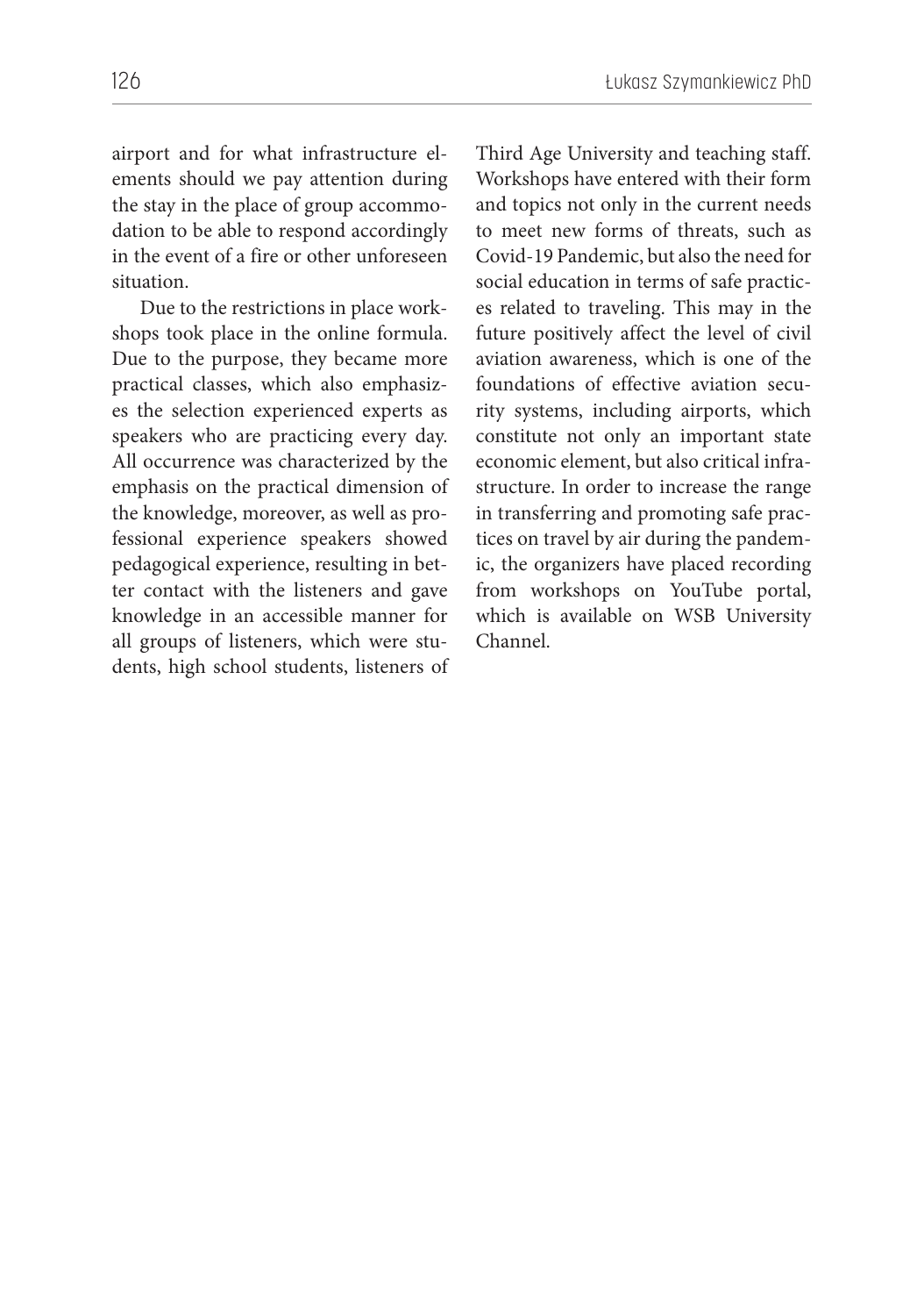airport and for what infrastructure elements should we pay attention during the stay in the place of group accommodation to be able to respond accordingly in the event of a fire or other unforeseen situation.

Due to the restrictions in place workshops took place in the online formula. Due to the purpose, they became more practical classes, which also emphasizes the selection experienced experts as speakers who are practicing every day. All occurrence was characterized by the emphasis on the practical dimension of the knowledge, moreover, as well as professional experience speakers showed pedagogical experience, resulting in better contact with the listeners and gave knowledge in an accessible manner for all groups of listeners, which were students, high school students, listeners of Third Age University and teaching staff. Workshops have entered with their form and topics not only in the current needs to meet new forms of threats, such as Covid-19 Pandemic, but also the need for social education in terms of safe practices related to traveling. This may in the future positively affect the level of civil aviation awareness, which is one of the foundations of effective aviation security systems, including airports, which constitute not only an important state economic element, but also critical infrastructure. In order to increase the range in transferring and promoting safe practices on travel by air during the pandemic, the organizers have placed recording from workshops on YouTube portal, which is available on WSB University Channel.